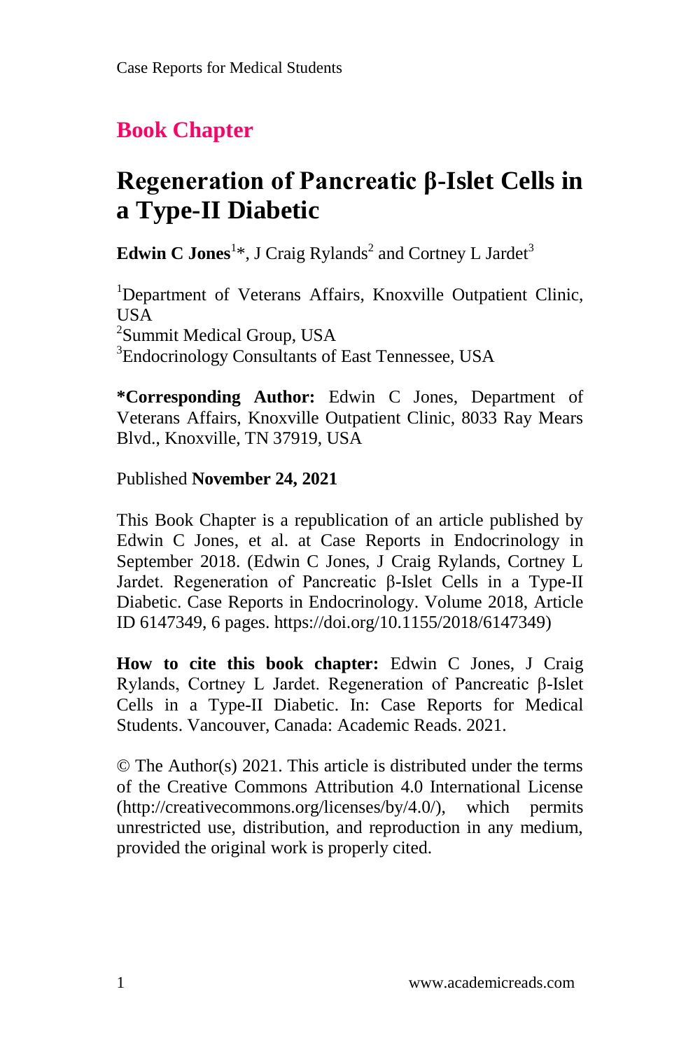**Book Chapter**

# Regeneration of Pancreatic β-Islet Cells in a Type-II Diabetic

**Edwin C Jones**[1]*, J Craig Rylands[2] and Cortney L Jardet[3]

[1]Department of Veterans Affairs, Knoxville Outpatient Clinic, USA
[2]Summit Medical Group, USA
[3]Endocrinology Consultants of East Tennessee, USA

***Corresponding Author:** Edwin C Jones, Department of Veterans Affairs, Knoxville Outpatient Clinic, 8033 Ray Mears Blvd., Knoxville, TN 37919, USA

Published **November 24, 2021**

This Book Chapter is a republication of an article published by Edwin C Jones, et al. at Case Reports in Endocrinology in September 2018. (Edwin C Jones, J Craig Rylands, Cortney L Jardet. Regeneration of Pancreatic β-Islet Cells in a Type-II Diabetic. Case Reports in Endocrinology. Volume 2018, Article ID 6147349, 6 pages. https://doi.org/10.1155/2018/6147349)

**How to cite this book chapter:** Edwin C Jones, J Craig Rylands, Cortney L Jardet. Regeneration of Pancreatic β-Islet Cells in a Type-II Diabetic. In: Case Reports for Medical Students. Vancouver, Canada: Academic Reads. 2021.

© The Author(s) 2021. This article is distributed under the terms of the Creative Commons Attribution 4.0 International License (http://creativecommons.org/licenses/by/4.0/), which permits unrestricted use, distribution, and reproduction in any medium, provided the original work is properly cited.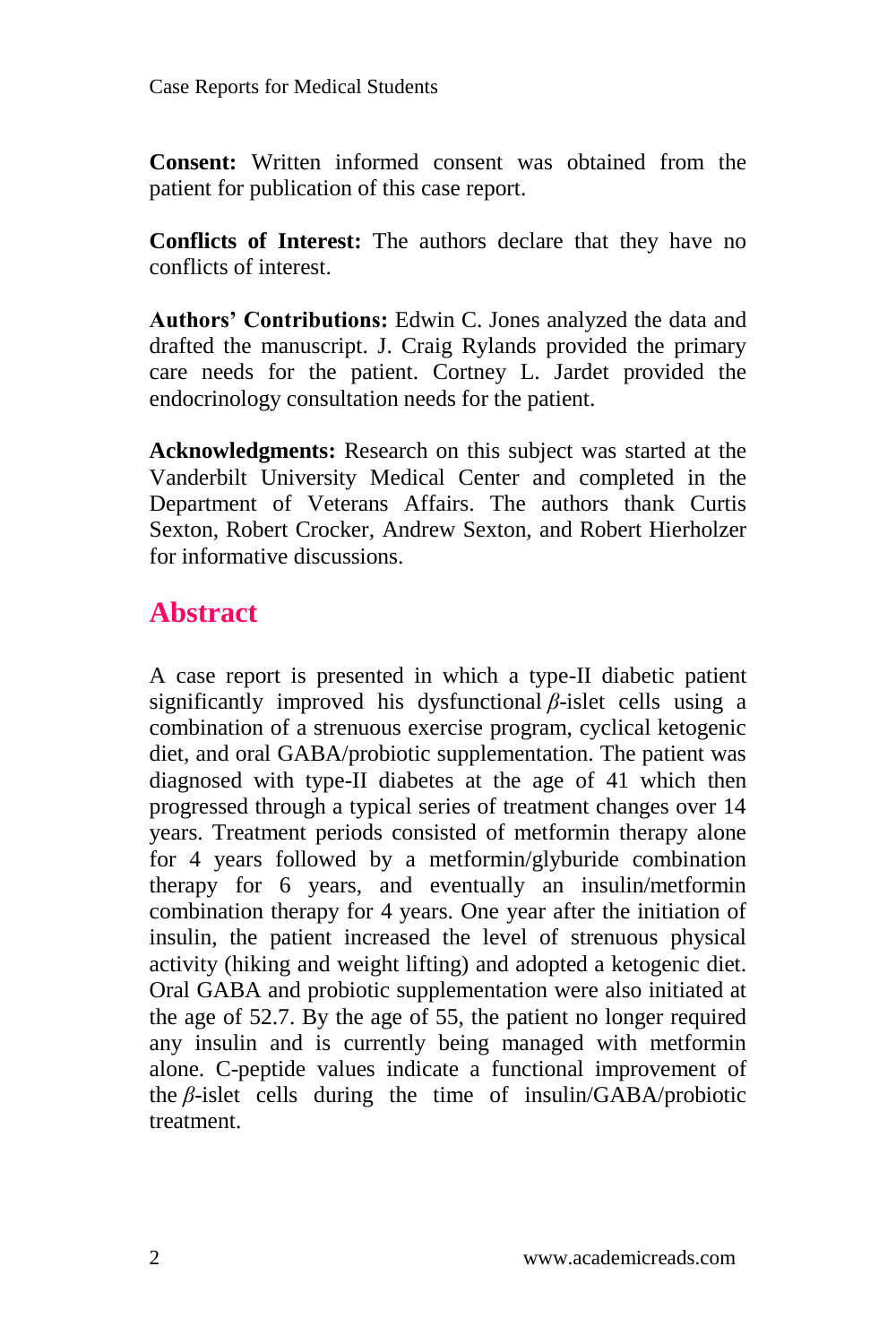**Consent:** Written informed consent was obtained from the patient for publication of this case report.

**Conflicts of Interest:** The authors declare that they have no conflicts of interest.

**Authors' Contributions:** Edwin C. Jones analyzed the data and drafted the manuscript. J. Craig Rylands provided the primary care needs for the patient. Cortney L. Jardet provided the endocrinology consultation needs for the patient.

**Acknowledgments:** Research on this subject was started at the Vanderbilt University Medical Center and completed in the Department of Veterans Affairs. The authors thank Curtis Sexton, Robert Crocker, Andrew Sexton, and Robert Hierholzer for informative discussions.

## Abstract

A case report is presented in which a type-II diabetic patient significantly improved his dysfunctional $\beta$-islet cells using a combination of a strenuous exercise program, cyclical ketogenic diet, and oral GABA/probiotic supplementation. The patient was diagnosed with type-II diabetes at the age of 41 which then progressed through a typical series of treatment changes over 14 years. Treatment periods consisted of metformin therapy alone for 4 years followed by a metformin/glyburide combination therapy for 6 years, and eventually an insulin/metformin combination therapy for 4 years. One year after the initiation of insulin, the patient increased the level of strenuous physical activity (hiking and weight lifting) and adopted a ketogenic diet. Oral GABA and probiotic supplementation were also initiated at the age of 52.7. By the age of 55, the patient no longer required any insulin and is currently being managed with metformin alone. C-peptide values indicate a functional improvement of the $\beta$-islet cells during the time of insulin/GABA/probiotic treatment.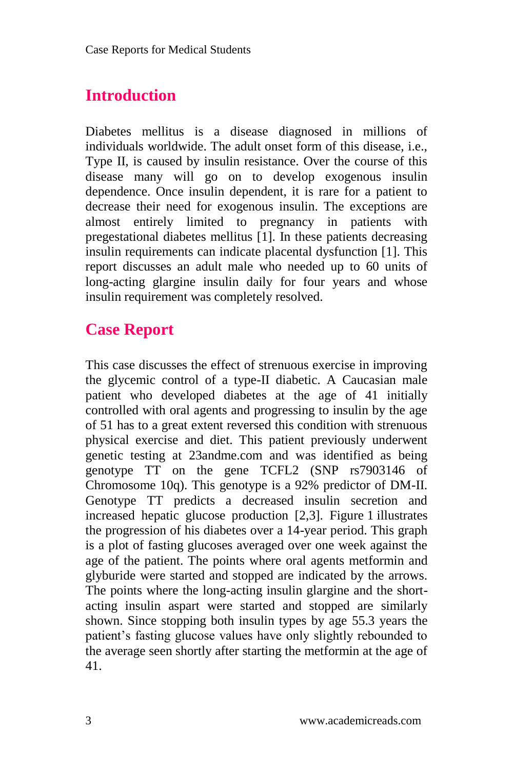## Introduction

Diabetes mellitus is a disease diagnosed in millions of individuals worldwide. The adult onset form of this disease, i.e., Type II, is caused by insulin resistance. Over the course of this disease many will go on to develop exogenous insulin dependence. Once insulin dependent, it is rare for a patient to decrease their need for exogenous insulin. The exceptions are almost entirely limited to pregnancy in patients with pregestational diabetes mellitus [1]. In these patients decreasing insulin requirements can indicate placental dysfunction [1]. This report discusses an adult male who needed up to 60 units of long-acting glargine insulin daily for four years and whose insulin requirement was completely resolved.

## Case Report

This case discusses the effect of strenuous exercise in improving the glycemic control of a type-II diabetic. A Caucasian male patient who developed diabetes at the age of 41 initially controlled with oral agents and progressing to insulin by the age of 51 has to a great extent reversed this condition with strenuous physical exercise and diet. This patient previously underwent genetic testing at 23andme.com and was identified as being genotype TT on the gene TCFL2 (SNP rs7903146 of Chromosome 10q). This genotype is a 92% predictor of DM-II. Genotype TT predicts a decreased insulin secretion and increased hepatic glucose production [2,3]. Figure 1 illustrates the progression of his diabetes over a 14-year period. This graph is a plot of fasting glucoses averaged over one week against the age of the patient. The points where oral agents metformin and glyburide were started and stopped are indicated by the arrows. The points where the long-acting insulin glargine and the short-acting insulin aspart were started and stopped are similarly shown. Since stopping both insulin types by age 55.3 years the patient's fasting glucose values have only slightly rebounded to the average seen shortly after starting the metformin at the age of 41.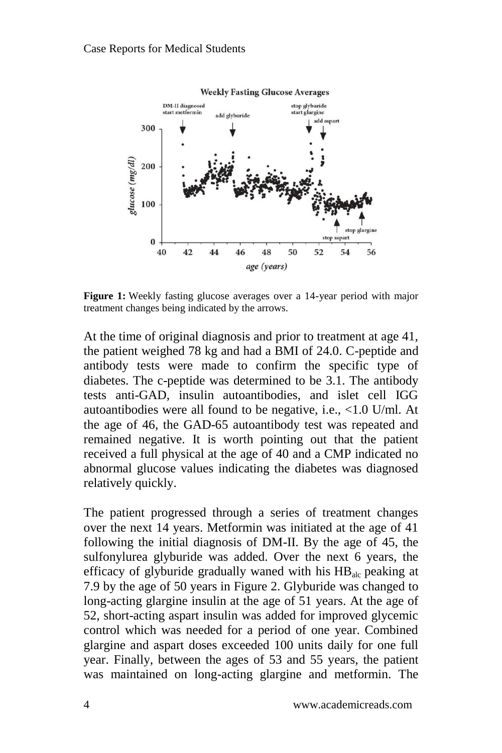**Figure 1:** Weekly fasting glucose averages over a 14-year period with major treatment changes being indicated by the arrows.

At the time of original diagnosis and prior to treatment at age 41, the patient weighed 78 kg and had a BMI of 24.0. C-peptide and antibody tests were made to confirm the specific type of diabetes. The c-peptide was determined to be 3.1. The antibody tests anti-GAD, insulin autoantibodies, and islet cell IGG autoantibodies were all found to be negative, i.e., <1.0 U/ml. At the age of 46, the GAD-65 autoantibody test was repeated and remained negative. It is worth pointing out that the patient received a full physical at the age of 40 and a CMP indicated no abnormal glucose values indicating the diabetes was diagnosed relatively quickly.

The patient progressed through a series of treatment changes over the next 14 years. Metformin was initiated at the age of 41 following the initial diagnosis of DM-II. By the age of 45, the sulfonylurea glyburide was added. Over the next 6 years, the efficacy of glyburide gradually waned with his $HB_{alc}$ peaking at 7.9 by the age of 50 years in Figure 2. Glyburide was changed to long-acting glargine insulin at the age of 51 years. At the age of 52, short-acting aspart insulin was added for improved glycemic control which was needed for a period of one year. Combined glargine and aspart doses exceeded 100 units daily for one full year. Finally, between the ages of 53 and 55 years, the patient was maintained on long-acting glargine and metformin. The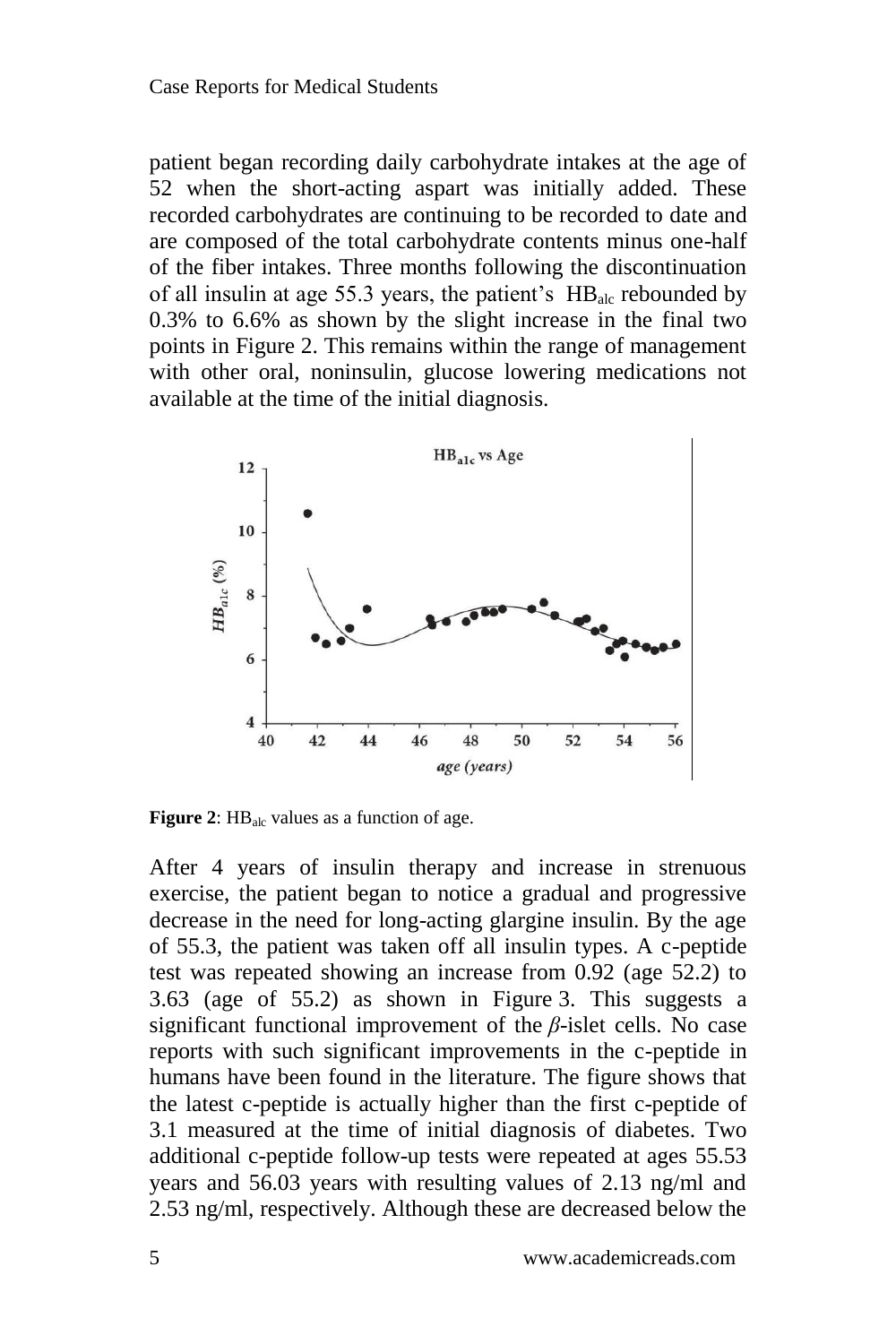patient began recording daily carbohydrate intakes at the age of 52 when the short-acting aspart was initially added. These recorded carbohydrates are continuing to be recorded to date and are composed of the total carbohydrate contents minus one-half of the fiber intakes. Three months following the discontinuation of all insulin at age 55.3 years, the patient's $HB_{alc}$ rebounded by 0.3% to 6.6% as shown by the slight increase in the final two points in Figure 2. This remains within the range of management with other oral, noninsulin, glucose lowering medications not available at the time of the initial diagnosis.

**Figure 2**: $HB_{alc}$ values as a function of age.

After 4 years of insulin therapy and increase in strenuous exercise, the patient began to notice a gradual and progressive decrease in the need for long-acting glargine insulin. By the age of 55.3, the patient was taken off all insulin types. A c-peptide test was repeated showing an increase from 0.92 (age 52.2) to 3.63 (age of 55.2) as shown in Figure 3. This suggests a significant functional improvement of the $\beta$-islet cells. No case reports with such significant improvements in the c-peptide in humans have been found in the literature. The figure shows that the latest c-peptide is actually higher than the first c-peptide of 3.1 measured at the time of initial diagnosis of diabetes. Two additional c-peptide follow-up tests were repeated at ages 55.53 years and 56.03 years with resulting values of 2.13 ng/ml and 2.53 ng/ml, respectively. Although these are decreased below the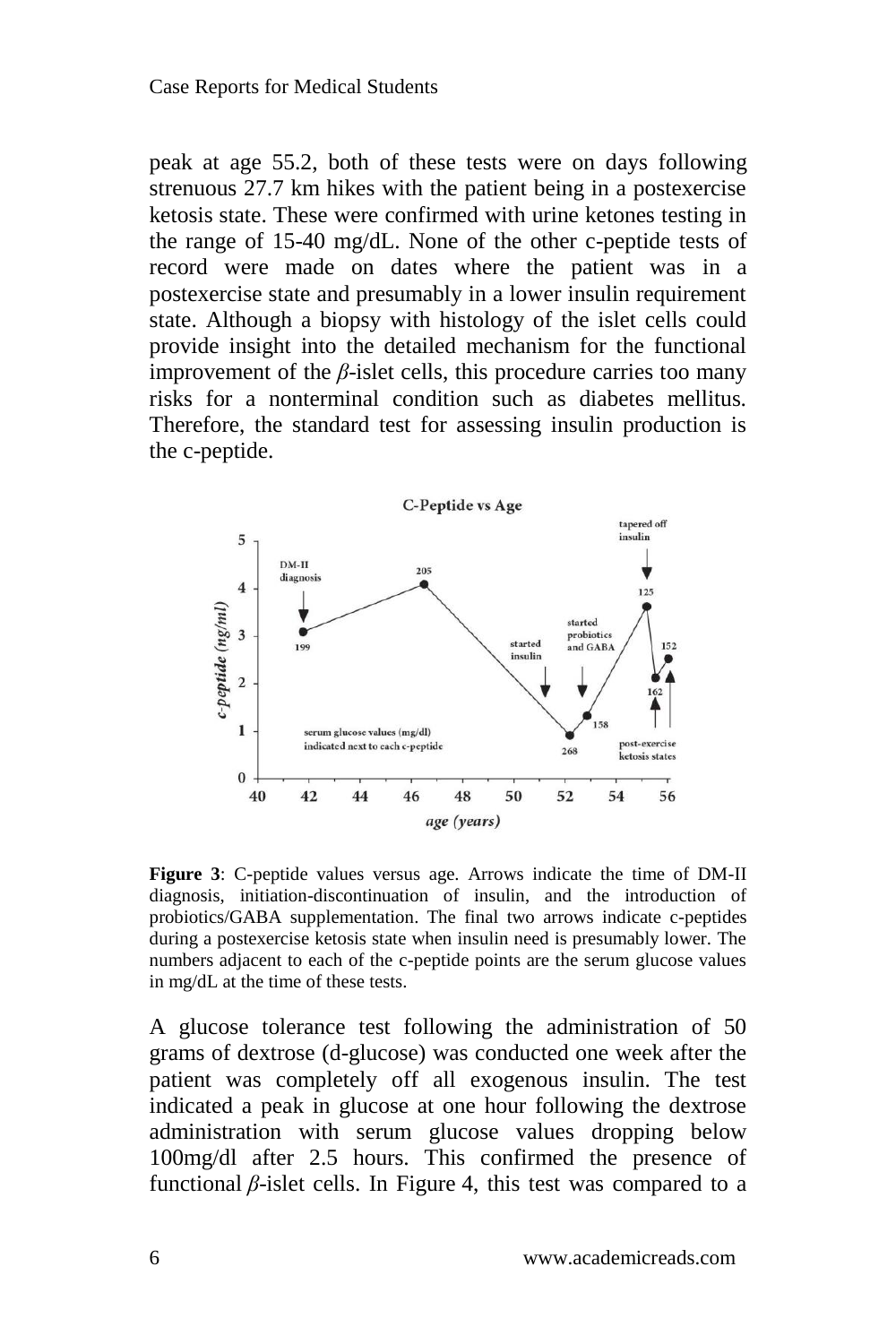peak at age 55.2, both of these tests were on days following strenuous 27.7 km hikes with the patient being in a postexercise ketosis state. These were confirmed with urine ketones testing in the range of 15-40 mg/dL. None of the other c-peptide tests of record were made on dates where the patient was in a postexercise state and presumably in a lower insulin requirement state. Although a biopsy with histology of the islet cells could provide insight into the detailed mechanism for the functional improvement of the *β*-islet cells, this procedure carries too many risks for a nonterminal condition such as diabetes mellitus. Therefore, the standard test for assessing insulin production is the c-peptide.

**Figure 3**: C-peptide values versus age. Arrows indicate the time of DM-II diagnosis, initiation-discontinuation of insulin, and the introduction of probiotics/GABA supplementation. The final two arrows indicate c-peptides during a postexercise ketosis state when insulin need is presumably lower. The numbers adjacent to each of the c-peptide points are the serum glucose values in mg/dL at the time of these tests.

A glucose tolerance test following the administration of 50 grams of dextrose (d-glucose) was conducted one week after the patient was completely off all exogenous insulin. The test indicated a peak in glucose at one hour following the dextrose administration with serum glucose values dropping below 100mg/dl after 2.5 hours. This confirmed the presence of functional *β*-islet cells. In Figure 4, this test was compared to a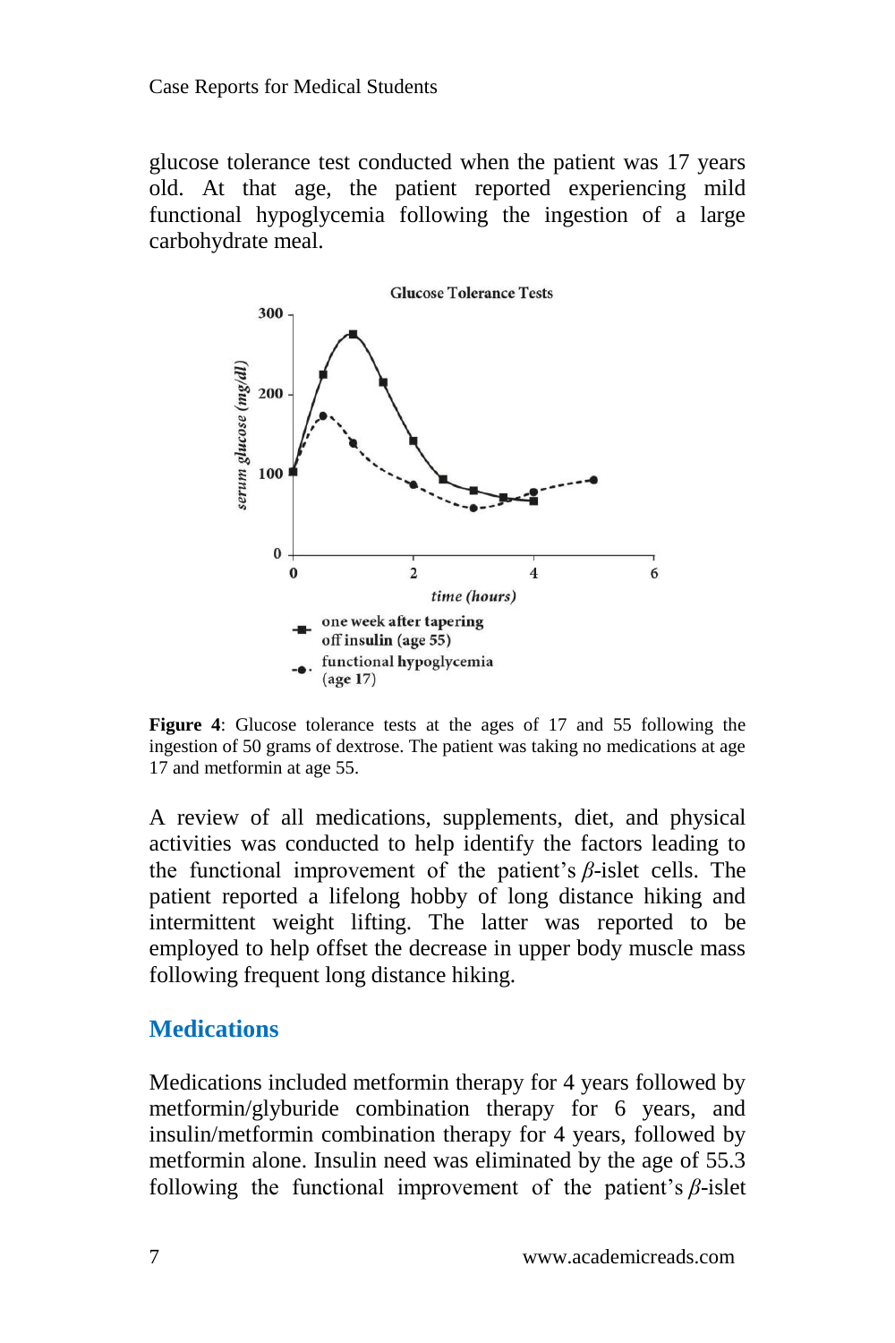glucose tolerance test conducted when the patient was 17 years old. At that age, the patient reported experiencing mild functional hypoglycemia following the ingestion of a large carbohydrate meal.

**Figure 4**: Glucose tolerance tests at the ages of 17 and 55 following the ingestion of 50 grams of dextrose. The patient was taking no medications at age 17 and metformin at age 55.

A review of all medications, supplements, diet, and physical activities was conducted to help identify the factors leading to the functional improvement of the patient's $\beta$-islet cells. The patient reported a lifelong hobby of long distance hiking and intermittent weight lifting. The latter was reported to be employed to help offset the decrease in upper body muscle mass following frequent long distance hiking.

## Medications

Medications included metformin therapy for 4 years followed by metformin/glyburide combination therapy for 6 years, and insulin/metformin combination therapy for 4 years, followed by metformin alone. Insulin need was eliminated by the age of 55.3 following the functional improvement of the patient's $\beta$-islet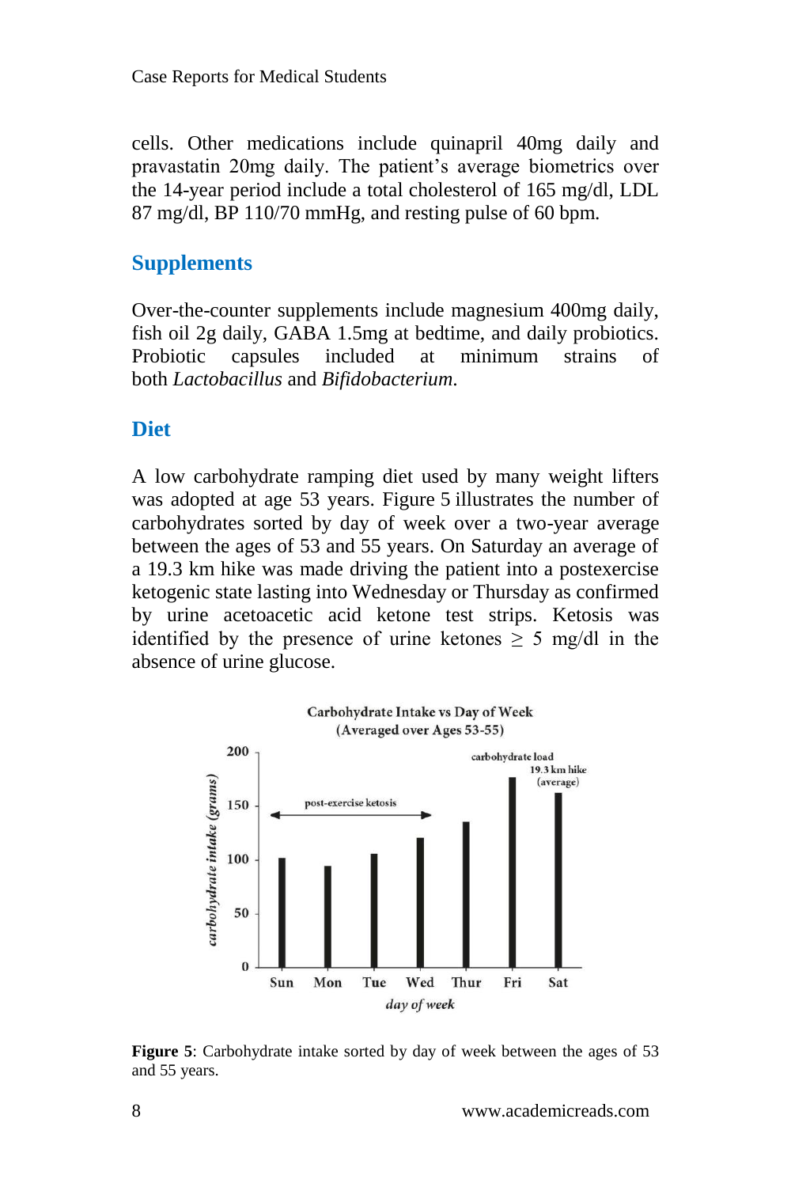cells. Other medications include quinapril 40mg daily and pravastatin 20mg daily. The patient's average biometrics over the 14-year period include a total cholesterol of 165 mg/dl, LDL 87 mg/dl, BP 110/70 mmHg, and resting pulse of 60 bpm.

## Supplements

Over-the-counter supplements include magnesium 400mg daily, fish oil 2g daily, GABA 1.5mg at bedtime, and daily probiotics. Probiotic capsules included at minimum strains of both *Lactobacillus* and *Bifidobacterium*.

## Diet

A low carbohydrate ramping diet used by many weight lifters was adopted at age 53 years. Figure 5 illustrates the number of carbohydrates sorted by day of week over a two-year average between the ages of 53 and 55 years. On Saturday an average of a 19.3 km hike was made driving the patient into a postexercise ketogenic state lasting into Wednesday or Thursday as confirmed by urine acetoacetic acid ketone test strips. Ketosis was identified by the presence of urine ketones $\geq$ 5 mg/dl in the absence of urine glucose.

**Figure 5**: Carbohydrate intake sorted by day of week between the ages of 53 and 55 years.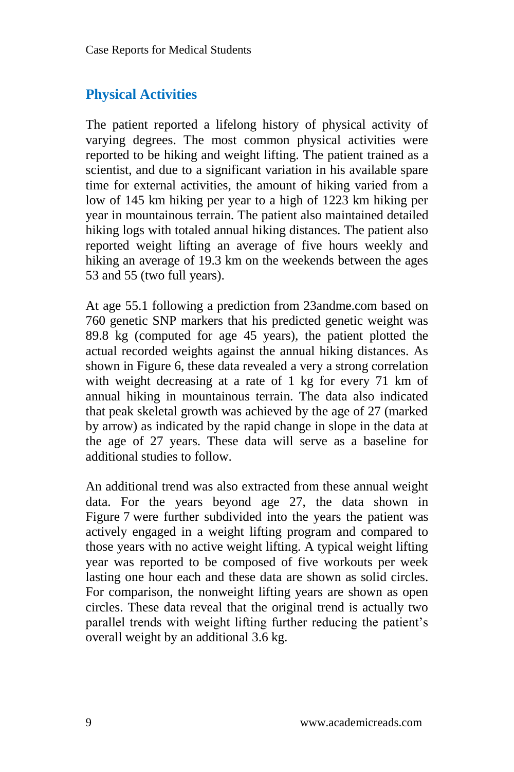## Physical Activities

The patient reported a lifelong history of physical activity of varying degrees. The most common physical activities were reported to be hiking and weight lifting. The patient trained as a scientist, and due to a significant variation in his available spare time for external activities, the amount of hiking varied from a low of 145 km hiking per year to a high of 1223 km hiking per year in mountainous terrain. The patient also maintained detailed hiking logs with totaled annual hiking distances. The patient also reported weight lifting an average of five hours weekly and hiking an average of 19.3 km on the weekends between the ages 53 and 55 (two full years).

At age 55.1 following a prediction from 23andme.com based on 760 genetic SNP markers that his predicted genetic weight was 89.8 kg (computed for age 45 years), the patient plotted the actual recorded weights against the annual hiking distances. As shown in Figure 6, these data revealed a very a strong correlation with weight decreasing at a rate of 1 kg for every 71 km of annual hiking in mountainous terrain. The data also indicated that peak skeletal growth was achieved by the age of 27 (marked by arrow) as indicated by the rapid change in slope in the data at the age of 27 years. These data will serve as a baseline for additional studies to follow.

An additional trend was also extracted from these annual weight data. For the years beyond age 27, the data shown in Figure 7 were further subdivided into the years the patient was actively engaged in a weight lifting program and compared to those years with no active weight lifting. A typical weight lifting year was reported to be composed of five workouts per week lasting one hour each and these data are shown as solid circles. For comparison, the nonweight lifting years are shown as open circles. These data reveal that the original trend is actually two parallel trends with weight lifting further reducing the patient's overall weight by an additional 3.6 kg.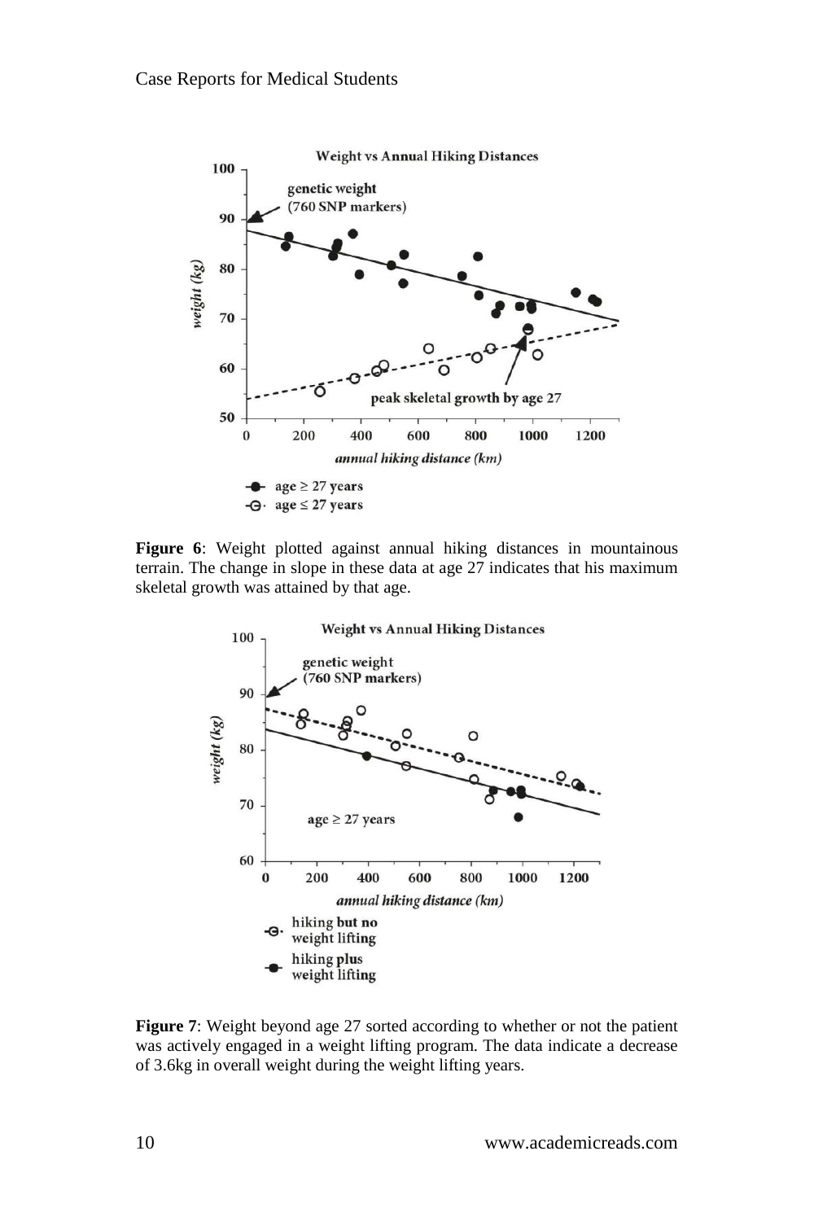**Figure 6**: Weight plotted against annual hiking distances in mountainous terrain. The change in slope in these data at age 27 indicates that his maximum skeletal growth was attained by that age.

**Figure 7**: Weight beyond age 27 sorted according to whether or not the patient was actively engaged in a weight lifting program. The data indicate a decrease of 3.6kg in overall weight during the weight lifting years.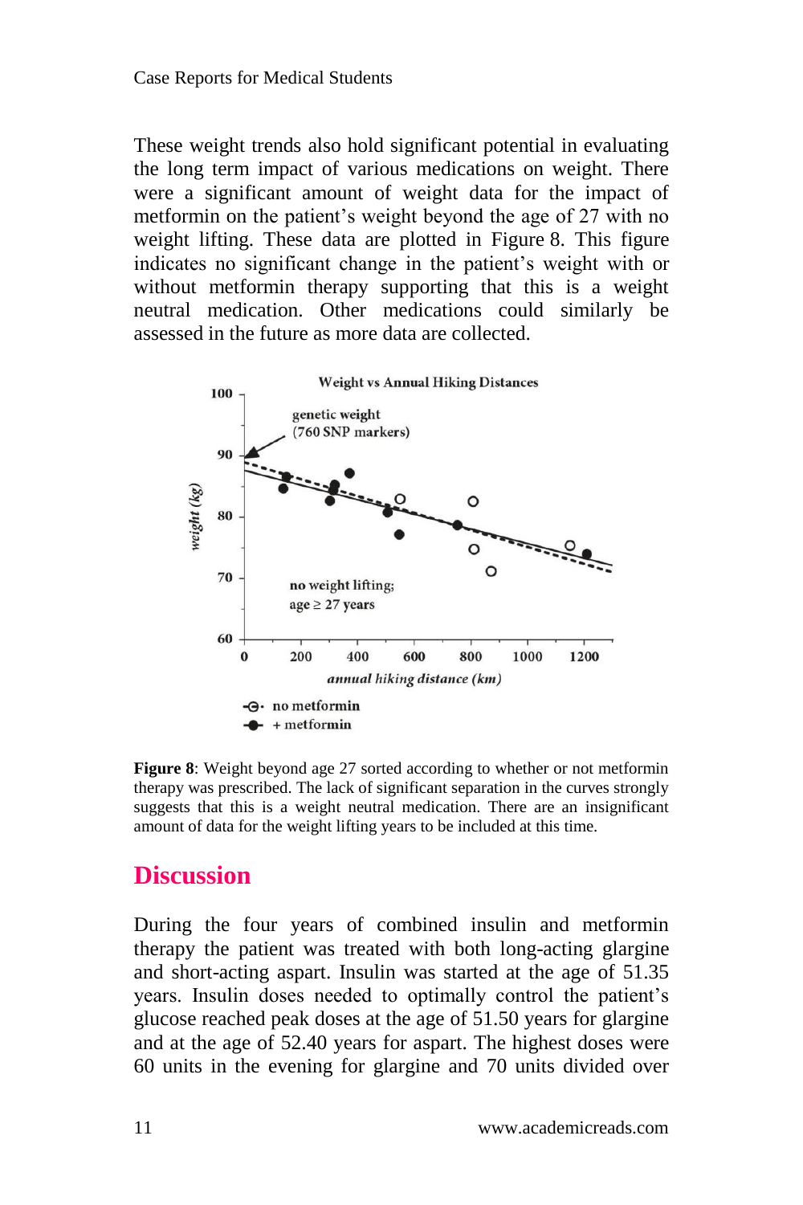These weight trends also hold significant potential in evaluating the long term impact of various medications on weight. There were a significant amount of weight data for the impact of metformin on the patient's weight beyond the age of 27 with no weight lifting. These data are plotted in Figure 8. This figure indicates no significant change in the patient's weight with or without metformin therapy supporting that this is a weight neutral medication. Other medications could similarly be assessed in the future as more data are collected.

**Figure 8**: Weight beyond age 27 sorted according to whether or not metformin therapy was prescribed. The lack of significant separation in the curves strongly suggests that this is a weight neutral medication. There are an insignificant amount of data for the weight lifting years to be included at this time.

## Discussion

During the four years of combined insulin and metformin therapy the patient was treated with both long-acting glargine and short-acting aspart. Insulin was started at the age of 51.35 years. Insulin doses needed to optimally control the patient's glucose reached peak doses at the age of 51.50 years for glargine and at the age of 52.40 years for aspart. The highest doses were 60 units in the evening for glargine and 70 units divided over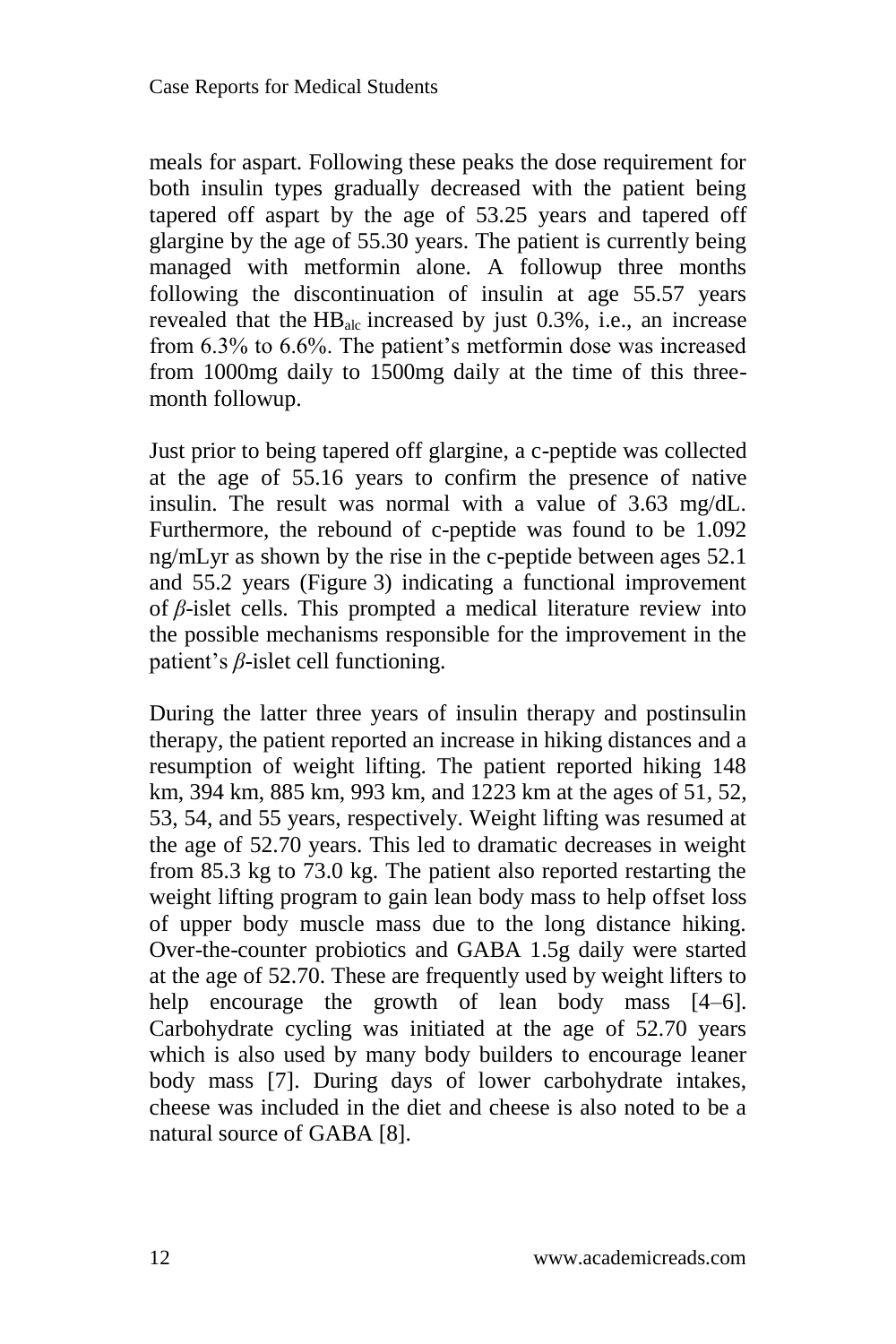meals for aspart. Following these peaks the dose requirement for both insulin types gradually decreased with the patient being tapered off aspart by the age of 53.25 years and tapered off glargine by the age of 55.30 years. The patient is currently being managed with metformin alone. A followup three months following the discontinuation of insulin at age 55.57 years revealed that the $HB_{alc}$ increased by just 0.3%, i.e., an increase from 6.3% to 6.6%. The patient's metformin dose was increased from 1000mg daily to 1500mg daily at the time of this three-month followup.

Just prior to being tapered off glargine, a c-peptide was collected at the age of 55.16 years to confirm the presence of native insulin. The result was normal with a value of 3.63 mg/dL. Furthermore, the rebound of c-peptide was found to be 1.092 ng/mLyr as shown by the rise in the c-peptide between ages 52.1 and 55.2 years (Figure 3) indicating a functional improvement of $\beta$-islet cells. This prompted a medical literature review into the possible mechanisms responsible for the improvement in the patient's $\beta$-islet cell functioning.

During the latter three years of insulin therapy and postinsulin therapy, the patient reported an increase in hiking distances and a resumption of weight lifting. The patient reported hiking 148 km, 394 km, 885 km, 993 km, and 1223 km at the ages of 51, 52, 53, 54, and 55 years, respectively. Weight lifting was resumed at the age of 52.70 years. This led to dramatic decreases in weight from 85.3 kg to 73.0 kg. The patient also reported restarting the weight lifting program to gain lean body mass to help offset loss of upper body muscle mass due to the long distance hiking. Over-the-counter probiotics and GABA 1.5g daily were started at the age of 52.70. These are frequently used by weight lifters to help encourage the growth of lean body mass [4–6]. Carbohydrate cycling was initiated at the age of 52.70 years which is also used by many body builders to encourage leaner body mass [7]. During days of lower carbohydrate intakes, cheese was included in the diet and cheese is also noted to be a natural source of GABA [8].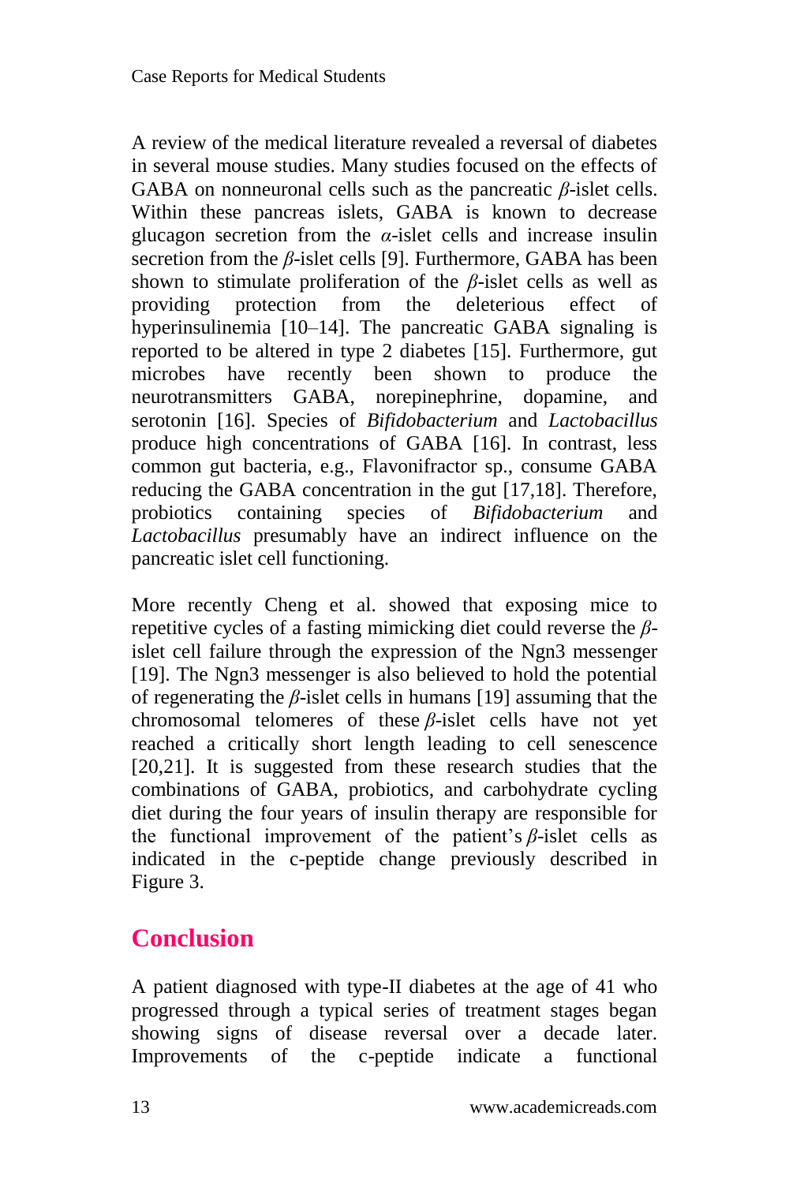A review of the medical literature revealed a reversal of diabetes in several mouse studies. Many studies focused on the effects of GABA on nonneuronal cells such as the pancreatic $\beta$-islet cells. Within these pancreas islets, GABA is known to decrease glucagon secretion from the $\alpha$-islet cells and increase insulin secretion from the $\beta$-islet cells [9]. Furthermore, GABA has been shown to stimulate proliferation of the $\beta$-islet cells as well as providing protection from the deleterious effect of hyperinsulinemia [10–14]. The pancreatic GABA signaling is reported to be altered in type 2 diabetes [15]. Furthermore, gut microbes have recently been shown to produce the neurotransmitters GABA, norepinephrine, dopamine, and serotonin [16]. Species of *Bifidobacterium* and *Lactobacillus* produce high concentrations of GABA [16]. In contrast, less common gut bacteria, e.g., Flavonifractor sp., consume GABA reducing the GABA concentration in the gut [17,18]. Therefore, probiotics containing species of *Bifidobacterium* and *Lactobacillus* presumably have an indirect influence on the pancreatic islet cell functioning.

More recently Cheng et al. showed that exposing mice to repetitive cycles of a fasting mimicking diet could reverse the $\beta$-islet cell failure through the expression of the Ngn3 messenger [19]. The Ngn3 messenger is also believed to hold the potential of regenerating the $\beta$-islet cells in humans [19] assuming that the chromosomal telomeres of these $\beta$-islet cells have not yet reached a critically short length leading to cell senescence [20,21]. It is suggested from these research studies that the combinations of GABA, probiotics, and carbohydrate cycling diet during the four years of insulin therapy are responsible for the functional improvement of the patient's $\beta$-islet cells as indicated in the c-peptide change previously described in Figure 3.

## Conclusion

A patient diagnosed with type-II diabetes at the age of 41 who progressed through a typical series of treatment stages began showing signs of disease reversal over a decade later. Improvements of the c-peptide indicate a functional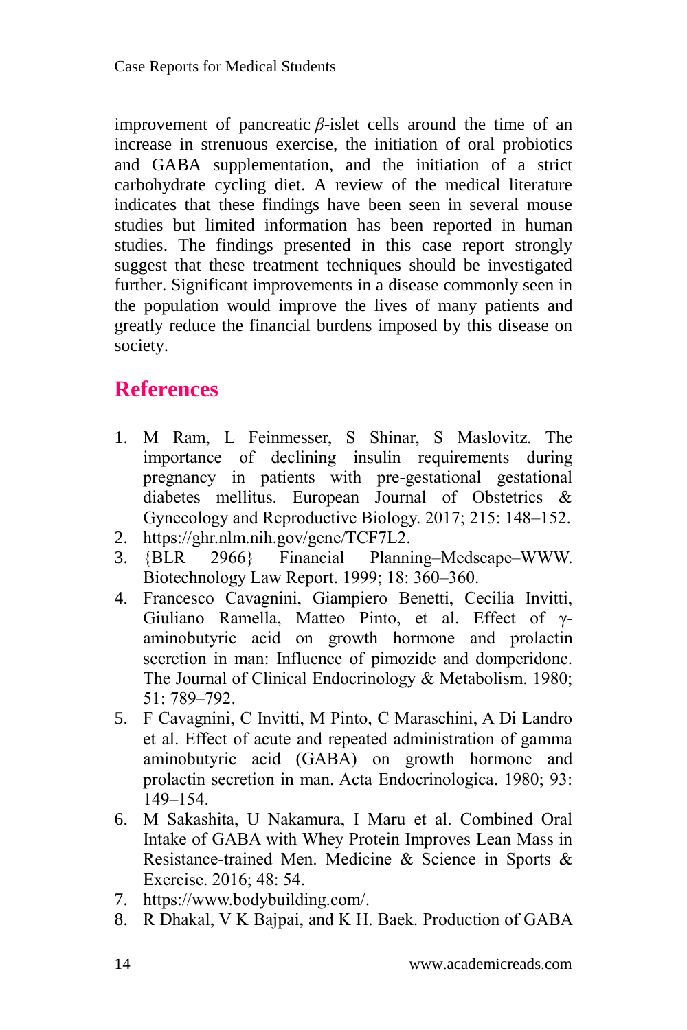improvement of pancreatic $\beta$-islet cells around the time of an increase in strenuous exercise, the initiation of oral probiotics and GABA supplementation, and the initiation of a strict carbohydrate cycling diet. A review of the medical literature indicates that these findings have been seen in several mouse studies but limited information has been reported in human studies. The findings presented in this case report strongly suggest that these treatment techniques should be investigated further. Significant improvements in a disease commonly seen in the population would improve the lives of many patients and greatly reduce the financial burdens imposed by this disease on society.

## References

1. M Ram, L Feinmesser, S Shinar, S Maslovitz. The importance of declining insulin requirements during pregnancy in patients with pre-gestational gestational diabetes mellitus. European Journal of Obstetrics & Gynecology and Reproductive Biology. 2017; 215: 148–152.
2. https://ghr.nlm.nih.gov/gene/TCF7L2.
3. {BLR 2966} Financial Planning–Medscape–WWW. Biotechnology Law Report. 1999; 18: 360–360.
4. Francesco Cavagnini, Giampiero Benetti, Cecilia Invitti, Giuliano Ramella, Matteo Pinto, et al. Effect of γ-aminobutyric acid on growth hormone and prolactin secretion in man: Influence of pimozide and domperidone. The Journal of Clinical Endocrinology & Metabolism. 1980; 51: 789–792.
5. F Cavagnini, C Invitti, M Pinto, C Maraschini, A Di Landro et al. Effect of acute and repeated administration of gamma aminobutyric acid (GABA) on growth hormone and prolactin secretion in man. Acta Endocrinologica. 1980; 93: 149–154.
6. M Sakashita, U Nakamura, I Maru et al. Combined Oral Intake of GABA with Whey Protein Improves Lean Mass in Resistance-trained Men. Medicine & Science in Sports & Exercise. 2016; 48: 54.
7. https://www.bodybuilding.com/.
8. R Dhakal, V K Bajpai, and K H. Baek. Production of GABA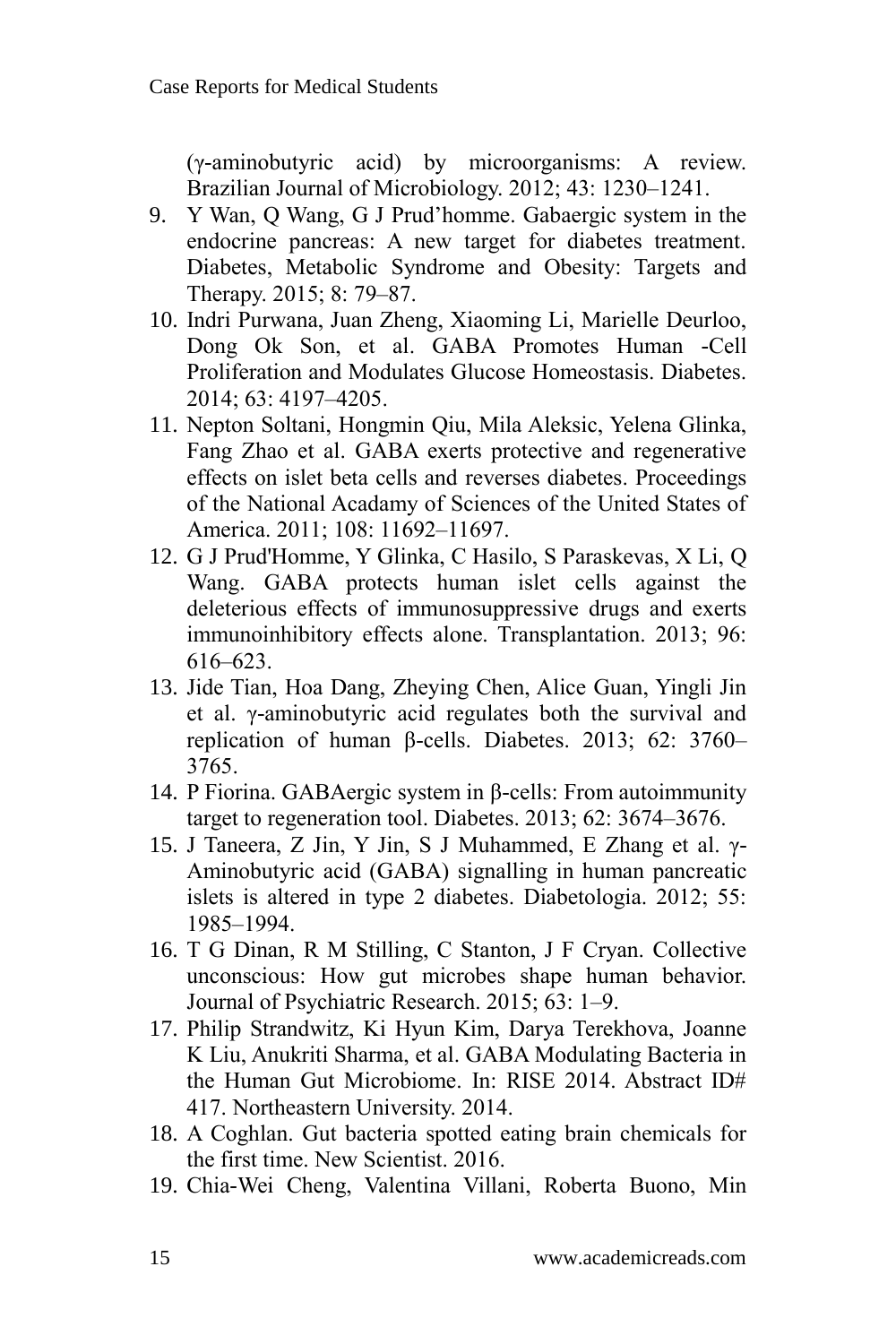(γ-aminobutyric acid) by microorganisms: A review. Brazilian Journal of Microbiology. 2012; 43: 1230–1241.

9. Y Wan, Q Wang, G J Prud'homme. Gabaergic system in the endocrine pancreas: A new target for diabetes treatment. Diabetes, Metabolic Syndrome and Obesity: Targets and Therapy. 2015; 8: 79–87.
10. Indri Purwana, Juan Zheng, Xiaoming Li, Marielle Deurloo, Dong Ok Son, et al. GABA Promotes Human -Cell Proliferation and Modulates Glucose Homeostasis. Diabetes. 2014; 63: 4197–4205.
11. Nepton Soltani, Hongmin Qiu, Mila Aleksic, Yelena Glinka, Fang Zhao et al. GABA exerts protective and regenerative effects on islet beta cells and reverses diabetes. Proceedings of the National Acadamy of Sciences of the United States of America. 2011; 108: 11692–11697.
12. G J Prud'Homme, Y Glinka, C Hasilo, S Paraskevas, X Li, Q Wang. GABA protects human islet cells against the deleterious effects of immunosuppressive drugs and exerts immunoinhibitory effects alone. Transplantation. 2013; 96: 616–623.
13. Jide Tian, Hoa Dang, Zheying Chen, Alice Guan, Yingli Jin et al. γ-aminobutyric acid regulates both the survival and replication of human β-cells. Diabetes. 2013; 62: 3760–3765.
14. P Fiorina. GABAergic system in β-cells: From autoimmunity target to regeneration tool. Diabetes. 2013; 62: 3674–3676.
15. J Taneera, Z Jin, Y Jin, S J Muhammed, E Zhang et al. γ-Aminobutyric acid (GABA) signalling in human pancreatic islets is altered in type 2 diabetes. Diabetologia. 2012; 55: 1985–1994.
16. T G Dinan, R M Stilling, C Stanton, J F Cryan. Collective unconscious: How gut microbes shape human behavior. Journal of Psychiatric Research. 2015; 63: 1–9.
17. Philip Strandwitz, Ki Hyun Kim, Darya Terekhova, Joanne K Liu, Anukriti Sharma, et al. GABA Modulating Bacteria in the Human Gut Microbiome. In: RISE 2014. Abstract ID# 417. Northeastern University. 2014.
18. A Coghlan. Gut bacteria spotted eating brain chemicals for the first time. New Scientist. 2016.
19. Chia-Wei Cheng, Valentina Villani, Roberta Buono, Min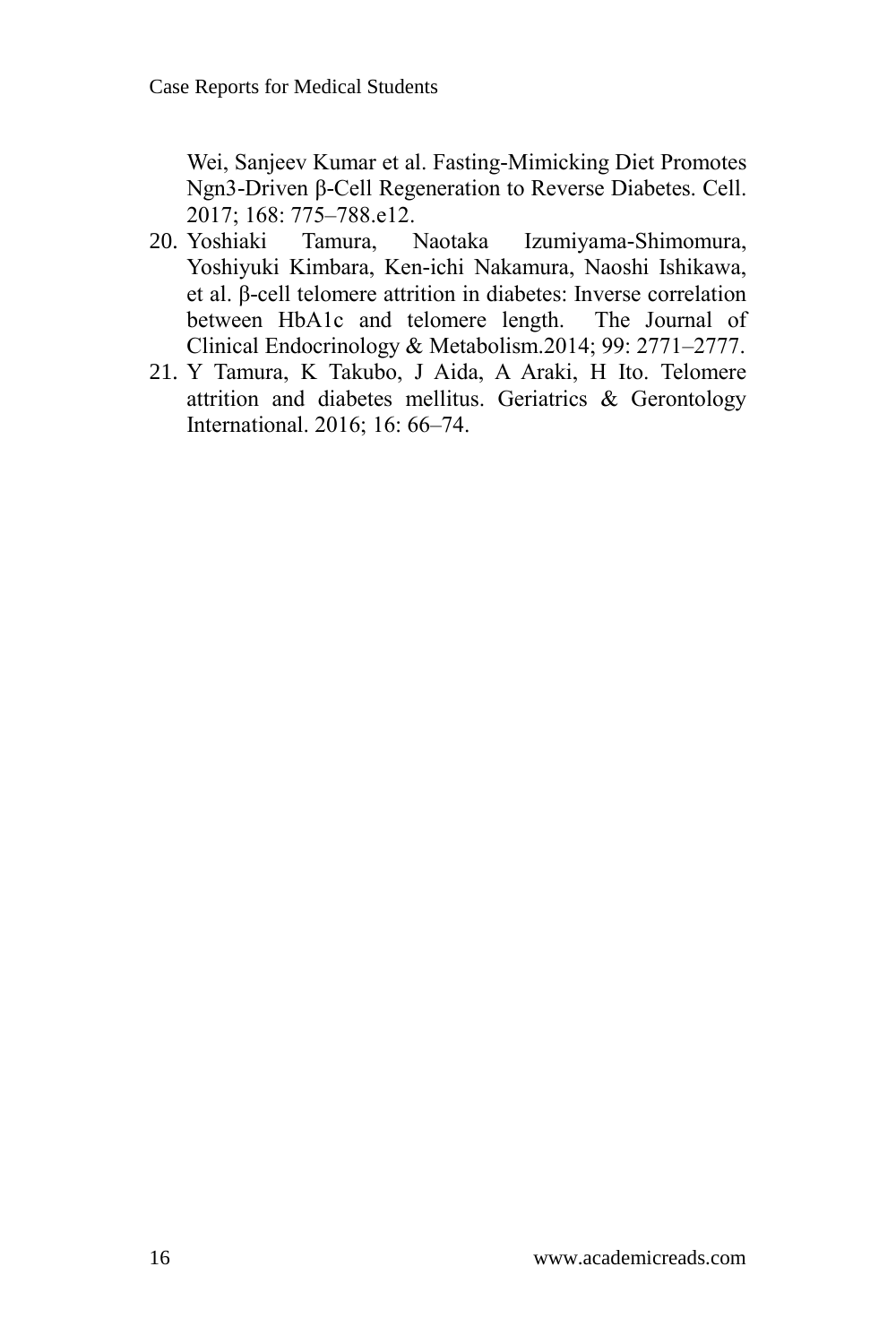Wei, Sanjeev Kumar et al. Fasting-Mimicking Diet Promotes Ngn3-Driven β-Cell Regeneration to Reverse Diabetes. Cell. 2017; 168: 775–788.e12.

20. Yoshiaki Tamura, Naotaka Izumiyama-Shimomura, Yoshiyuki Kimbara, Ken-ichi Nakamura, Naoshi Ishikawa, et al. β-cell telomere attrition in diabetes: Inverse correlation between HbA1c and telomere length. The Journal of Clinical Endocrinology & Metabolism.2014; 99: 2771–2777.
21. Y Tamura, K Takubo, J Aida, A Araki, H Ito. Telomere attrition and diabetes mellitus. Geriatrics & Gerontology International. 2016; 16: 66–74.